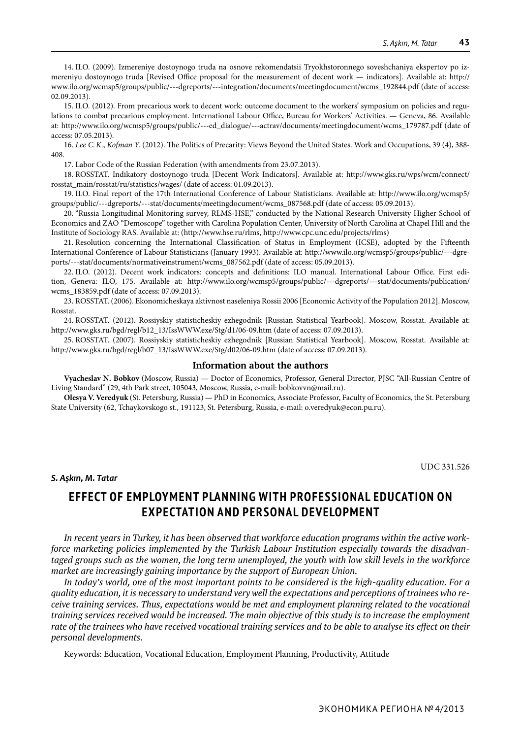14. ILO. (2009). Izmereniye dostoynogo truda na osnove rekomendatsii Tryokhstoronnego soveshchaniya ekspertov po izmereniyu dostoynogo truda [Revised Office proposal for the measurement of decent work — indicators]. Available at: http://www.ilo.org/wcmsp5/groups/public/---dgreports/---integration/documents/meetingdocument/wcms_192844.pdf (date of access: 02.09.2013).

15. ILO. (2012). From precarious work to decent work: outcome document to the workers' symposium on policies and regulations to combat precarious employment. International Labour Office, Bureau for Workers' Activities. — Geneva, 86. Available at: http://www.ilo.org/wcmsp5/groups/public/---ed_dialogue/---actrav/documents/meetingdocument/wcms_179787.pdf (date of access: 07.05.2013).

16. *Lee C. K.*, *Kofman Y.* (2012). The Politics of Precarity: Views Beyond the United States. Work and Occupations, 39 (4), 388-408.

17. Labor Code of the Russian Federation (with amendments from 23.07.2013).

18. ROSSTAT. Indikatory dostoynogo truda [Decent Work Indicators]. Available at: http://www.gks.ru/wps/wcm/connect/rosstat_main/rosstat/ru/statistics/wages/ (date of access: 01.09.2013).

19. ILO. Final report of the 17th International Conference of Labour Statisticians. Available at: http://www.ilo.org/wcmsp5/groups/public/---dgreports/---stat/documents/meetingdocument/wcms_087568.pdf (date of access: 05.09.2013).

20. "Russia Longitudinal Monitoring survey, RLMS-HSE," conducted by the National Research University Higher School of Economics and ZAO "Demoscope" together with Carolina Population Center, University of North Carolina at Chapel Hill and the Institute of Sociology RAS. Available at: (http://www.hse.ru/rlms, http://www.cpc.unc.edu/projects/rlms)

21. Resolution concerning the International Classification of Status in Employment (ICSE), adopted by the Fifteenth International Conference of Labour Statisticians (January 1993). Available at: http://www.ilo.org/wcmsp5/groups/public/---dgreports/---stat/documents/normativeinstrument/wcms_087562.pdf (date of access: 05.09.2013).

22. ILO. (2012). Decent work indicators: concepts and definitions: ILO manual. International Labour Office. First edition, Geneva: ILO, 175. Available at: http://www.ilo.org/wcmsp5/groups/public/---dgreports/---stat/documents/publication/wcms_183859.pdf (date of access: 07.09.2013).

23. ROSSTAT. (2006). Ekonomicheskaya aktivnost naseleniya Rossii 2006 [Economic Activity of the Population 2012]. Moscow, Rosstat.

24. ROSSTAT. (2012). Rossiyskiy statisticheskiy ezhegodnik [Russian Statistical Yearbook]. Moscow, Rosstat. Available at: http://www.gks.ru/bgd/regl/b12_13/IssWWW.exe/Stg/d1/06-09.htm (date of access: 07.09.2013).

25. ROSSTAT. (2007). Rossiyskiy statisticheskiy ezhegodnik [Russian Statistical Yearbook]. Moscow, Rosstat. Available at: http://www.gks.ru/bgd/regl/b07_13/IssWWW.exe/Stg/d02/06-09.htm (date of access: 07.09.2013).

## Information about the authors

**Vyacheslav N. Bobkov** (Moscow, Russia) — Doctor of Economics, Professor, General Director, PJSC "All-Russian Centre of Living Standard" (29, 4th Park street, 105043, Moscow, Russia, e-mail: bobkovvn@mail.ru).

**Olesya V. Veredyuk** (St. Petersburg, Russia) — PhD in Economics, Associate Professor, Faculty of Economics, the St. Petersburg State University (62, Tchaykovskogo st., 191123, St. Petersburg, Russia, e-mail: o.veredyuk@econ.pu.ru).

UDC 331.526

***S. Aşkın, M. Tatar***

# EFFECT OF EMPLOYMENT PLANNING WITH PROFESSIONAL EDUCATION ON EXPECTATION AND PERSONAL DEVELOPMENT

*In recent years in Turkey, it has been observed that workforce education programs within the active workforce marketing policies implemented by the Turkish Labour Institution especially towards the disadvantaged groups such as the women, the long term unemployed, the youth with low skill levels in the workforce market are increasingly gaining importance by the support of European Union.*

*In today's world, one of the most important points to be considered is the high-quality education. For a quality education, it is necessary to understand very well the expectations and perceptions of trainees who receive training services. Thus, expectations would be met and employment planning related to the vocational training services received would be increased. The main objective of this study is to increase the employment rate of the trainees who have received vocational training services and to be able to analyse its effect on their personal developments.*

Keywords: Education, Vocational Education, Employment Planning, Productivity, Attitude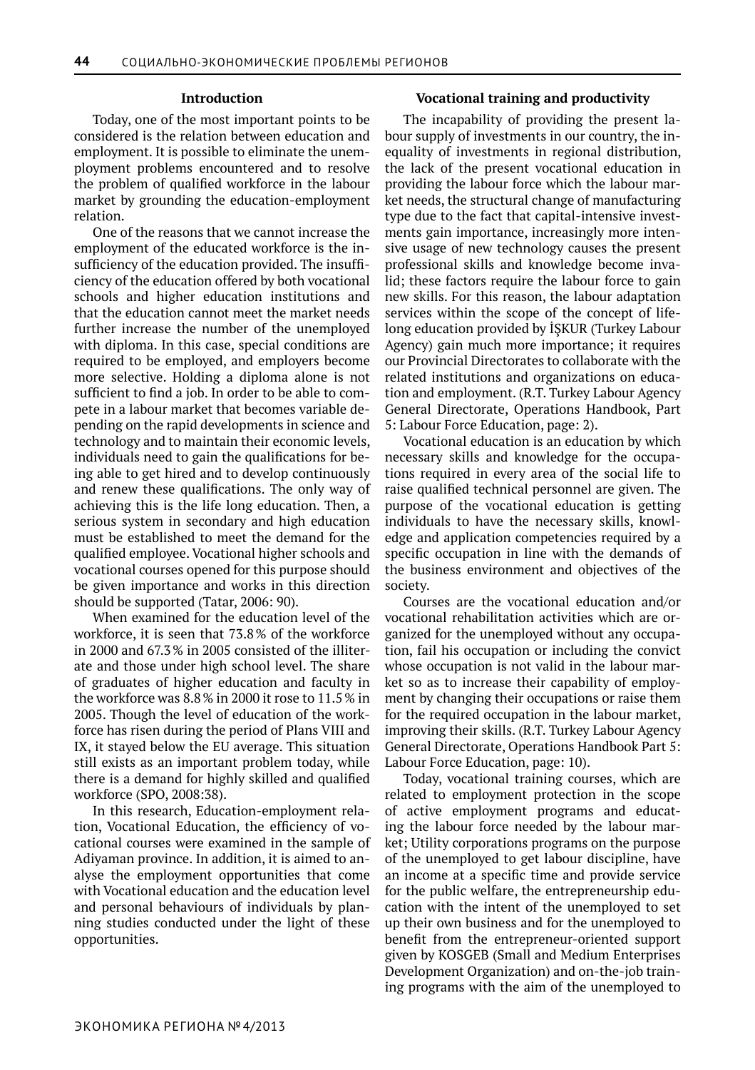## Introduction

Today, one of the most important points to be considered is the relation between education and employment. It is possible to eliminate the unemployment problems encountered and to resolve the problem of qualified workforce in the labour market by grounding the education-employment relation.

One of the reasons that we cannot increase the employment of the educated workforce is the insufficiency of the education provided. The insufficiency of the education offered by both vocational schools and higher education institutions and that the education cannot meet the market needs further increase the number of the unemployed with diploma. In this case, special conditions are required to be employed, and employers become more selective. Holding a diploma alone is not sufficient to find a job. In order to be able to compete in a labour market that becomes variable depending on the rapid developments in science and technology and to maintain their economic levels, individuals need to gain the qualifications for being able to get hired and to develop continuously and renew these qualifications. The only way of achieving this is the life long education. Then, a serious system in secondary and high education must be established to meet the demand for the qualified employee. Vocational higher schools and vocational courses opened for this purpose should be given importance and works in this direction should be supported (Tatar, 2006: 90).

When examined for the education level of the workforce, it is seen that 73.8 % of the workforce in 2000 and 67.3 % in 2005 consisted of the illiterate and those under high school level. The share of graduates of higher education and faculty in the workforce was 8.8 % in 2000 it rose to 11.5 % in 2005. Though the level of education of the workforce has risen during the period of Plans VIII and IX, it stayed below the EU average. This situation still exists as an important problem today, while there is a demand for highly skilled and qualified workforce (SPO, 2008:38).

In this research, Education-employment relation, Vocational Education, the efficiency of vocational courses were examined in the sample of Adiyaman province. In addition, it is aimed to analyse the employment opportunities that come with Vocational education and the education level and personal behaviours of individuals by planning studies conducted under the light of these opportunities.

## Vocational training and productivity

The incapability of providing the present labour supply of investments in our country, the inequality of investments in regional distribution, the lack of the present vocational education in providing the labour force which the labour market needs, the structural change of manufacturing type due to the fact that capital-intensive investments gain importance, increasingly more intensive usage of new technology causes the present professional skills and knowledge become invalid; these factors require the labour force to gain new skills. For this reason, the labour adaptation services within the scope of the concept of lifelong education provided by İŞKUR (Turkey Labour Agency) gain much more importance; it requires our Provincial Directorates to collaborate with the related institutions and organizations on education and employment. (R.T. Turkey Labour Agency General Directorate, Operations Handbook, Part 5: Labour Force Education, page: 2).

Vocational education is an education by which necessary skills and knowledge for the occupations required in every area of the social life to raise qualified technical personnel are given. The purpose of the vocational education is getting individuals to have the necessary skills, knowledge and application competencies required by a specific occupation in line with the demands of the business environment and objectives of the society.

Courses are the vocational education and/or vocational rehabilitation activities which are organized for the unemployed without any occupation, fail his occupation or including the convict whose occupation is not valid in the labour market so as to increase their capability of employment by changing their occupations or raise them for the required occupation in the labour market, improving their skills. (R.T. Turkey Labour Agency General Directorate, Operations Handbook Part 5: Labour Force Education, page: 10).

Today, vocational training courses, which are related to employment protection in the scope of active employment programs and educating the labour force needed by the labour market; Utility corporations programs on the purpose of the unemployed to get labour discipline, have an income at a specific time and provide service for the public welfare, the entrepreneurship education with the intent of the unemployed to set up their own business and for the unemployed to benefit from the entrepreneur-oriented support given by KOSGEB (Small and Medium Enterprises Development Organization) and on-the-job training programs with the aim of the unemployed to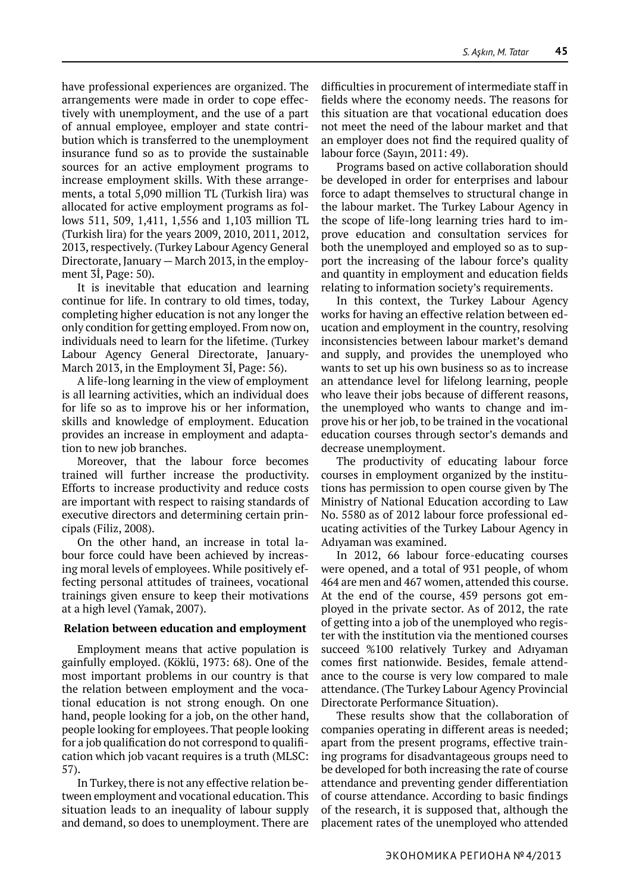have professional experiences are organized. The arrangements were made in order to cope effectively with unemployment, and the use of a part of annual employee, employer and state contribution which is transferred to the unemployment insurance fund so as to provide the sustainable sources for an active employment programs to increase employment skills. With these arrangements, a total 5,090 million TL (Turkish lira) was allocated for active employment programs as follows 511, 509, 1,411, 1,556 and 1,103 million TL (Turkish lira) for the years 2009, 2010, 2011, 2012, 2013, respectively. (Turkey Labour Agency General Directorate, January — March 2013, in the employment 3İ, Page: 50).

It is inevitable that education and learning continue for life. In contrary to old times, today, completing higher education is not any longer the only condition for getting employed. From now on, individuals need to learn for the lifetime. (Turkey Labour Agency General Directorate, January-March 2013, in the Employment 3İ, Page: 56).

A life-long learning in the view of employment is all learning activities, which an individual does for life so as to improve his or her information, skills and knowledge of employment. Education provides an increase in employment and adaptation to new job branches.

Moreover, that the labour force becomes trained will further increase the productivity. Efforts to increase productivity and reduce costs are important with respect to raising standards of executive directors and determining certain principals (Filiz, 2008).

On the other hand, an increase in total labour force could have been achieved by increasing moral levels of employees. While positively effecting personal attitudes of trainees, vocational trainings given ensure to keep their motivations at a high level (Yamak, 2007).

## Relation between education and employment

Employment means that active population is gainfully employed. (Köklü, 1973: 68). One of the most important problems in our country is that the relation between employment and the vocational education is not strong enough. On one hand, people looking for a job, on the other hand, people looking for employees. That people looking for a job qualification do not correspond to qualification which job vacant requires is a truth (MLSC: 57).

In Turkey, there is not any effective relation between employment and vocational education. This situation leads to an inequality of labour supply and demand, so does to unemployment. There are difficulties in procurement of intermediate staff in fields where the economy needs. The reasons for this situation are that vocational education does not meet the need of the labour market and that an employer does not find the required quality of labour force (Sayın, 2011: 49).

Programs based on active collaboration should be developed in order for enterprises and labour force to adapt themselves to structural change in the labour market. The Turkey Labour Agency in the scope of life-long learning tries hard to improve education and consultation services for both the unemployed and employed so as to support the increasing of the labour force's quality and quantity in employment and education fields relating to information society's requirements.

In this context, the Turkey Labour Agency works for having an effective relation between education and employment in the country, resolving inconsistencies between labour market's demand and supply, and provides the unemployed who wants to set up his own business so as to increase an attendance level for lifelong learning, people who leave their jobs because of different reasons, the unemployed who wants to change and improve his or her job, to be trained in the vocational education courses through sector's demands and decrease unemployment.

The productivity of educating labour force courses in employment organized by the institutions has permission to open course given by The Ministry of National Education according to Law No. 5580 as of 2012 labour force professional educating activities of the Turkey Labour Agency in Adıyaman was examined.

In 2012, 66 labour force-educating courses were opened, and a total of 931 people, of whom 464 are men and 467 women, attended this course. At the end of the course, 459 persons got employed in the private sector. As of 2012, the rate of getting into a job of the unemployed who register with the institution via the mentioned courses succeed %100 relatively Turkey and Adıyaman comes first nationwide. Besides, female attendance to the course is very low compared to male attendance. (The Turkey Labour Agency Provincial Directorate Performance Situation).

These results show that the collaboration of companies operating in different areas is needed; apart from the present programs, effective training programs for disadvantageous groups need to be developed for both increasing the rate of course attendance and preventing gender differentiation of course attendance. According to basic findings of the research, it is supposed that, although the placement rates of the unemployed who attended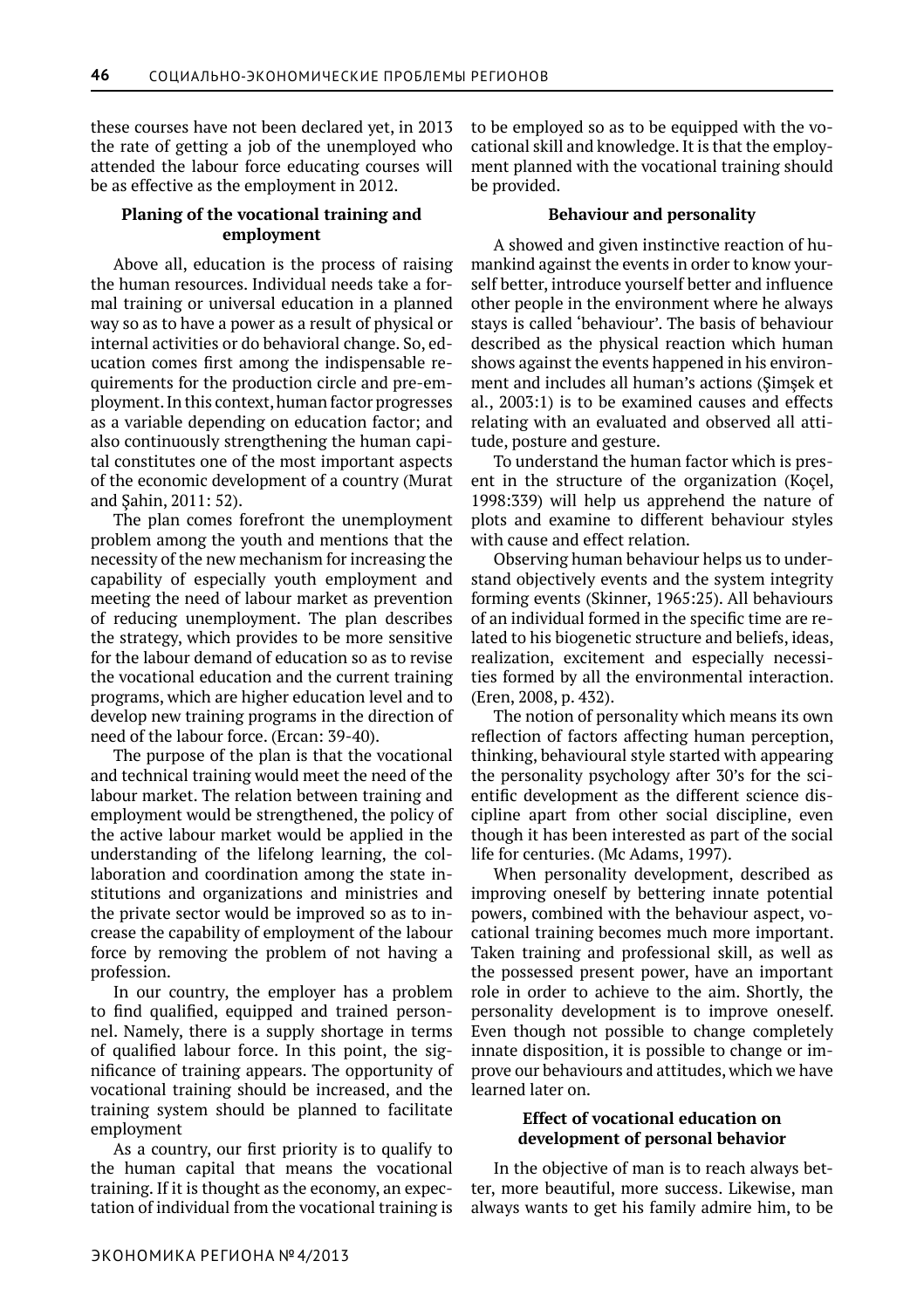these courses have not been declared yet, in 2013 the rate of getting a job of the unemployed who attended the labour force educating courses will be as effective as the employment in 2012.

### Planing of the vocational training and employment

Above all, education is the process of raising the human resources. Individual needs take a formal training or universal education in a planned way so as to have a power as a result of physical or internal activities or do behavioral change. So, education comes first among the indispensable requirements for the production circle and pre-employment. In this context, human factor progresses as a variable depending on education factor; and also continuously strengthening the human capital constitutes one of the most important aspects of the economic development of a country (Murat and Şahin, 2011: 52).

The plan comes forefront the unemployment problem among the youth and mentions that the necessity of the new mechanism for increasing the capability of especially youth employment and meeting the need of labour market as prevention of reducing unemployment. The plan describes the strategy, which provides to be more sensitive for the labour demand of education so as to revise the vocational education and the current training programs, which are higher education level and to develop new training programs in the direction of need of the labour force. (Ercan: 39-40).

The purpose of the plan is that the vocational and technical training would meet the need of the labour market. The relation between training and employment would be strengthened, the policy of the active labour market would be applied in the understanding of the lifelong learning, the collaboration and coordination among the state institutions and organizations and ministries and the private sector would be improved so as to increase the capability of employment of the labour force by removing the problem of not having a profession.

In our country, the employer has a problem to find qualified, equipped and trained personnel. Namely, there is a supply shortage in terms of qualified labour force. In this point, the significance of training appears. The opportunity of vocational training should be increased, and the training system should be planned to facilitate employment

As a country, our first priority is to qualify to the human capital that means the vocational training. If it is thought as the economy, an expectation of individual from the vocational training is to be employed so as to be equipped with the vocational skill and knowledge. It is that the employment planned with the vocational training should be provided.

### Behaviour and personality

A showed and given instinctive reaction of humankind against the events in order to know yourself better, introduce yourself better and influence other people in the environment where he always stays is called 'behaviour'. The basis of behaviour described as the physical reaction which human shows against the events happened in his environment and includes all human's actions (Şimşek et al., 2003:1) is to be examined causes and effects relating with an evaluated and observed all attitude, posture and gesture.

To understand the human factor which is present in the structure of the organization (Koçel, 1998:339) will help us apprehend the nature of plots and examine to different behaviour styles with cause and effect relation.

Observing human behaviour helps us to understand objectively events and the system integrity forming events (Skinner, 1965:25). All behaviours of an individual formed in the specific time are related to his biogenetic structure and beliefs, ideas, realization, excitement and especially necessities formed by all the environmental interaction. (Eren, 2008, p. 432).

The notion of personality which means its own reflection of factors affecting human perception, thinking, behavioural style started with appearing the personality psychology after 30's for the scientific development as the different science discipline apart from other social discipline, even though it has been interested as part of the social life for centuries. (Mc Adams, 1997).

When personality development, described as improving oneself by bettering innate potential powers, combined with the behaviour aspect, vocational training becomes much more important. Taken training and professional skill, as well as the possessed present power, have an important role in order to achieve to the aim. Shortly, the personality development is to improve oneself. Even though not possible to change completely innate disposition, it is possible to change or improve our behaviours and attitudes, which we have learned later on.

### Effect of vocational education on development of personal behavior

In the objective of man is to reach always better, more beautiful, more success. Likewise, man always wants to get his family admire him, to be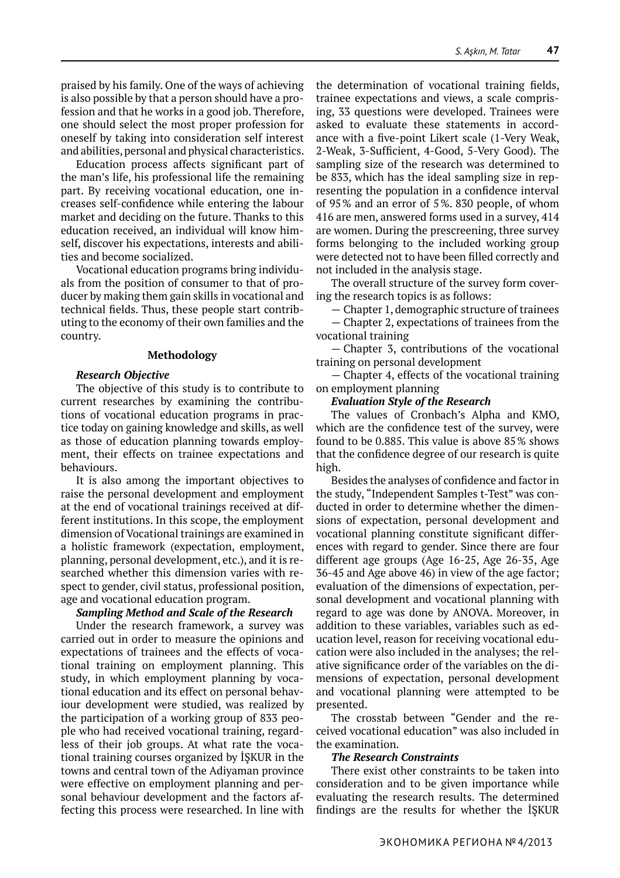praised by his family. One of the ways of achieving is also possible by that a person should have a profession and that he works in a good job. Therefore, one should select the most proper profession for oneself by taking into consideration self interest and abilities, personal and physical characteristics.

Education process affects significant part of the man's life, his professional life the remaining part. By receiving vocational education, one increases self-confidence while entering the labour market and deciding on the future. Thanks to this education received, an individual will know himself, discover his expectations, interests and abilities and become socialized.

Vocational education programs bring individuals from the position of consumer to that of producer by making them gain skills in vocational and technical fields. Thus, these people start contributing to the economy of their own families and the country.

## Methodology

### *Research Objective*

The objective of this study is to contribute to current researches by examining the contributions of vocational education programs in practice today on gaining knowledge and skills, as well as those of education planning towards employment, their effects on trainee expectations and behaviours.

It is also among the important objectives to raise the personal development and employment at the end of vocational trainings received at different institutions. In this scope, the employment dimension of Vocational trainings are examined in a holistic framework (expectation, employment, planning, personal development, etc.), and it is researched whether this dimension varies with respect to gender, civil status, professional position, age and vocational education program.

### *Sampling Method and Scale of the Research*

Under the research framework, a survey was carried out in order to measure the opinions and expectations of trainees and the effects of vocational training on employment planning. This study, in which employment planning by vocational education and its effect on personal behaviour development were studied, was realized by the participation of a working group of 833 people who had received vocational training, regardless of their job groups. At what rate the vocational training courses organized by İŞKUR in the towns and central town of the Adiyaman province were effective on employment planning and personal behaviour development and the factors affecting this process were researched. In line with the determination of vocational training fields, trainee expectations and views, a scale comprising, 33 questions were developed. Trainees were asked to evaluate these statements in accordance with a five-point Likert scale (1-Very Weak, 2-Weak, 3-Sufficient, 4-Good, 5-Very Good). The sampling size of the research was determined to be 833, which has the ideal sampling size in representing the population in a confidence interval of 95% and an error of 5%. 830 people, of whom 416 are men, answered forms used in a survey, 414 are women. During the prescreening, three survey forms belonging to the included working group were detected not to have been filled correctly and not included in the analysis stage.

The overall structure of the survey form covering the research topics is as follows:

— Chapter 1, demographic structure of trainees

— Chapter 2, expectations of trainees from the vocational training

— Chapter 3, contributions of the vocational training on personal development

— Chapter 4, effects of the vocational training on employment planning

### *Evaluation Style of the Research*

The values of Cronbach's Alpha and KMO, which are the confidence test of the survey, were found to be 0.885. This value is above 85% shows that the confidence degree of our research is quite high.

Besides the analyses of confidence and factor in the study, "Independent Samples t-Test" was conducted in order to determine whether the dimensions of expectation, personal development and vocational planning constitute significant differences with regard to gender. Since there are four different age groups (Age 16-25, Age 26-35, Age 36-45 and Age above 46) in view of the age factor; evaluation of the dimensions of expectation, personal development and vocational planning with regard to age was done by ANOVA. Moreover, in addition to these variables, variables such as education level, reason for receiving vocational education were also included in the analyses; the relative significance order of the variables on the dimensions of expectation, personal development and vocational planning were attempted to be presented.

The crosstab between "Gender and the received vocational education" was also included in the examination.

### *The Research Constraints*

There exist other constraints to be taken into consideration and to be given importance while evaluating the research results. The determined findings are the results for whether the İŞKUR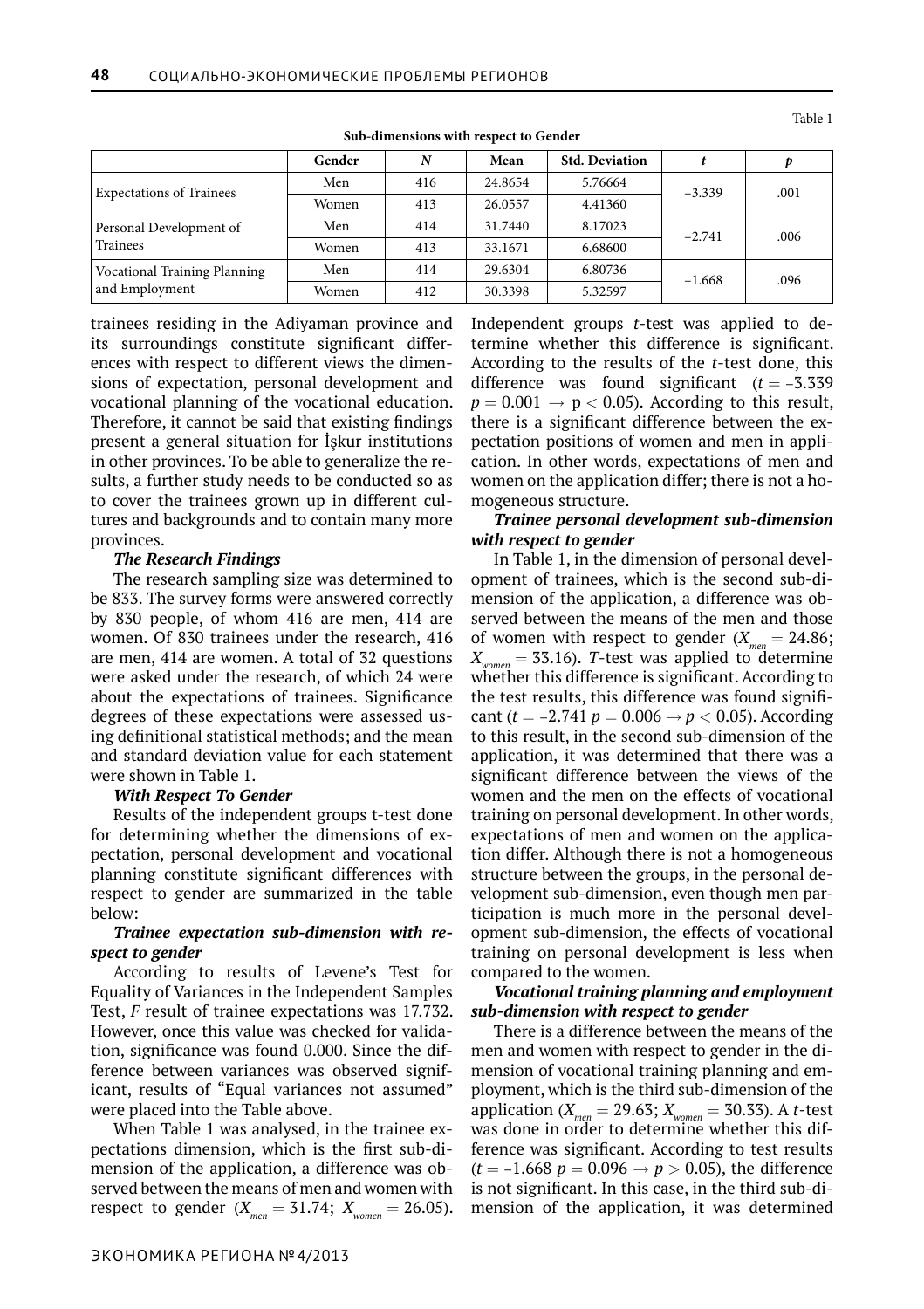Table 1

**Sub-dimensions with respect to Gender**

| | Gender | *N* | Mean | Std. Deviation | *t* | *p* |
|---|---|---|---|---|---|---|
| Expectations of Trainees | Men | 416 | 24.8654 | 5.76664 | −3.339 | .001 |
| | Women | 413 | 26.0557 | 4.41360 | | |
| Personal Development of Trainees | Men | 414 | 31.7440 | 8.17023 | −2.741 | .006 |
| | Women | 413 | 33.1671 | 6.68600 | | |
| Vocational Training Planning and Employment | Men | 414 | 29.6304 | 6.80736 | −1.668 | .096 |
| | Women | 412 | 30.3398 | 5.32597 | | |

trainees residing in the Adiyaman province and its surroundings constitute significant differences with respect to different views the dimensions of expectation, personal development and vocational planning of the vocational education. Therefore, it cannot be said that existing findings present a general situation for İşkur institutions in other provinces. To be able to generalize the results, a further study needs to be conducted so as to cover the trainees grown up in different cultures and backgrounds and to contain many more provinces.

***The Research Findings***

The research sampling size was determined to be 833. The survey forms were answered correctly by 830 people, of whom 416 are men, 414 are women. Of 830 trainees under the research, 416 are men, 414 are women. A total of 32 questions were asked under the research, of which 24 were about the expectations of trainees. Significance degrees of these expectations were assessed using definitional statistical methods; and the mean and standard deviation value for each statement were shown in Table 1.

***With Respect To Gender***

Results of the independent groups t-test done for determining whether the dimensions of expectation, personal development and vocational planning constitute significant differences with respect to gender are summarized in the table below:

***Trainee expectation sub-dimension with respect to gender***

According to results of Levene's Test for Equality of Variances in the Independent Samples Test, *F* result of trainee expectations was 17.732. However, once this value was checked for validation, significance was found 0.000. Since the difference between variances was observed significant, results of "Equal variances not assumed" were placed into the Table above.

When Table 1 was analysed, in the trainee expectations dimension, which is the first sub-dimension of the application, a difference was observed between the means of men and women with respect to gender ($X_{men} = 31.74$; $X_{women} = 26.05$). Independent groups *t*-test was applied to determine whether this difference is significant. According to the results of the *t*-test done, this difference was found significant ($t = -3.339$ $p = 0.001 \rightarrow p < 0.05$). According to this result, there is a significant difference between the expectation positions of women and men in application. In other words, expectations of men and women on the application differ; there is not a homogeneous structure.

***Trainee personal development sub-dimension with respect to gender***

In Table 1, in the dimension of personal development of trainees, which is the second sub-dimension of the application, a difference was observed between the means of the men and those of women with respect to gender ($X_{men} = 24.86$; $X_{women} = 33.16$). *T*-test was applied to determine whether this difference is significant. According to the test results, this difference was found significant ($t = -2.741$ $p = 0.006 \rightarrow p < 0.05$). According to this result, in the second sub-dimension of the application, it was determined that there was a significant difference between the views of the women and the men on the effects of vocational training on personal development. In other words, expectations of men and women on the application differ. Although there is not a homogeneous structure between the groups, in the personal development sub-dimension, even though men participation is much more in the personal development sub-dimension, the effects of vocational training on personal development is less when compared to the women.

***Vocational training planning and employment sub-dimension with respect to gender***

There is a difference between the means of the men and women with respect to gender in the dimension of vocational training planning and employment, which is the third sub-dimension of the application ($X_{men} = 29.63$; $X_{women} = 30.33$). A *t*-test was done in order to determine whether this difference was significant. According to test results ($t = -1.668$ $p = 0.096 \rightarrow p > 0.05$), the difference is not significant. In this case, in the third sub-dimension of the application, it was determined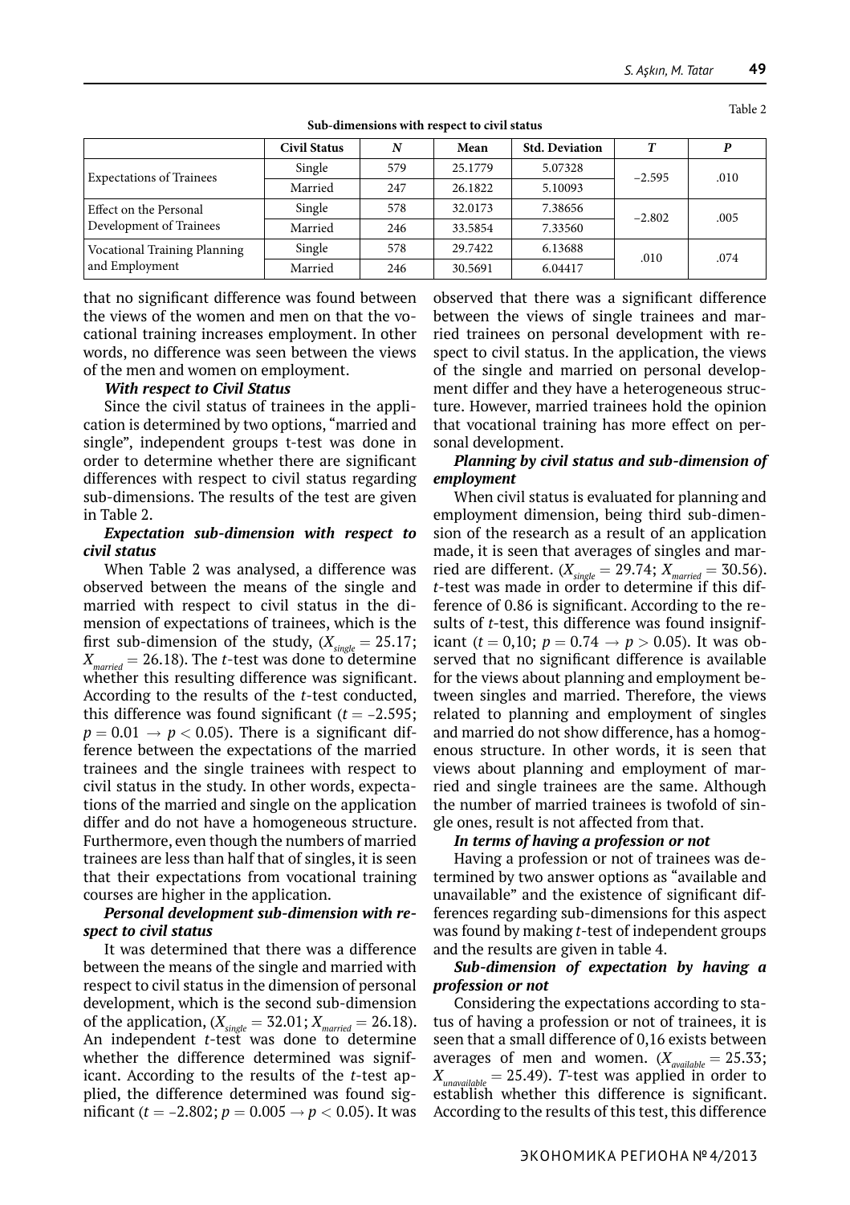Table 2

**Sub-dimensions with respect to civil status**

| | Civil Status | *N* | Mean | Std. Deviation | *T* | *P* |
|---|---|---|---|---|---|---|
| Expectations of Trainees | Single | 579 | 25.1779 | 5.07328 | –2.595 | .010 |
| | Married | 247 | 26.1822 | 5.10093 | | |
| Effect on the Personal Development of Trainees | Single | 578 | 32.0173 | 7.38656 | –2.802 | .005 |
| | Married | 246 | 33.5854 | 7.33560 | | |
| Vocational Training Planning and Employment | Single | 578 | 29.7422 | 6.13688 | .010 | .074 |
| | Married | 246 | 30.5691 | 6.04417 | | |

that no significant difference was found between the views of the women and men on that the vocational training increases employment. In other words, no difference was seen between the views of the men and women on employment.

***With respect to Civil Status***

Since the civil status of trainees in the application is determined by two options, "married and single", independent groups t-test was done in order to determine whether there are significant differences with respect to civil status regarding sub-dimensions. The results of the test are given in Table 2.

***Expectation sub-dimension with respect to civil status***

When Table 2 was analysed, a difference was observed between the means of the single and married with respect to civil status in the dimension of expectations of trainees, which is the first sub-dimension of the study, ($X_{single} = 25.17$; $X_{married} = 26.18$). The *t*-test was done to determine whether this resulting difference was significant. According to the results of the *t*-test conducted, this difference was found significant ($t = –2.595$; $p = 0.01 \rightarrow p < 0.05$). There is a significant difference between the expectations of the married trainees and the single trainees with respect to civil status in the study. In other words, expectations of the married and single on the application differ and do not have a homogeneous structure. Furthermore, even though the numbers of married trainees are less than half that of singles, it is seen that their expectations from vocational training courses are higher in the application.

***Personal development sub-dimension with respect to civil status***

It was determined that there was a difference between the means of the single and married with respect to civil status in the dimension of personal development, which is the second sub-dimension of the application, ($X_{single} = 32.01$; $X_{married} = 26.18$). An independent *t*-test was done to determine whether the difference determined was significant. According to the results of the *t*-test applied, the difference determined was found significant ($t = –2.802$; $p = 0.005 \rightarrow p < 0.05$). It was observed that there was a significant difference between the views of single trainees and married trainees on personal development with respect to civil status. In the application, the views of the single and married on personal development differ and they have a heterogeneous structure. However, married trainees hold the opinion that vocational training has more effect on personal development.

***Planning by civil status and sub-dimension of employment***

When civil status is evaluated for planning and employment dimension, being third sub-dimension of the research as a result of an application made, it is seen that averages of singles and married are different. ($X_{single} = 29.74$; $X_{married} = 30.56$). *t*-test was made in order to determine if this difference of 0.86 is significant. According to the results of *t*-test, this difference was found insignificant ($t = 0,10$; $p = 0.74 \rightarrow p > 0.05$). It was observed that no significant difference is available for the views about planning and employment between singles and married. Therefore, the views related to planning and employment of singles and married do not show difference, has a homogenous structure. In other words, it is seen that views about planning and employment of married and single trainees are the same. Although the number of married trainees is twofold of single ones, result is not affected from that.

***In terms of having a profession or not***

Having a profession or not of trainees was determined by two answer options as "available and unavailable" and the existence of significant differences regarding sub-dimensions for this aspect was found by making *t*-test of independent groups and the results are given in table 4.

***Sub-dimension of expectation by having a profession or not***

Considering the expectations according to status of having a profession or not of trainees, it is seen that a small difference of 0,16 exists between averages of men and women. ($X_{available} = 25.33$; $X_{unavailable} = 25.49$). *T*-test was applied in order to establish whether this difference is significant. According to the results of this test, this difference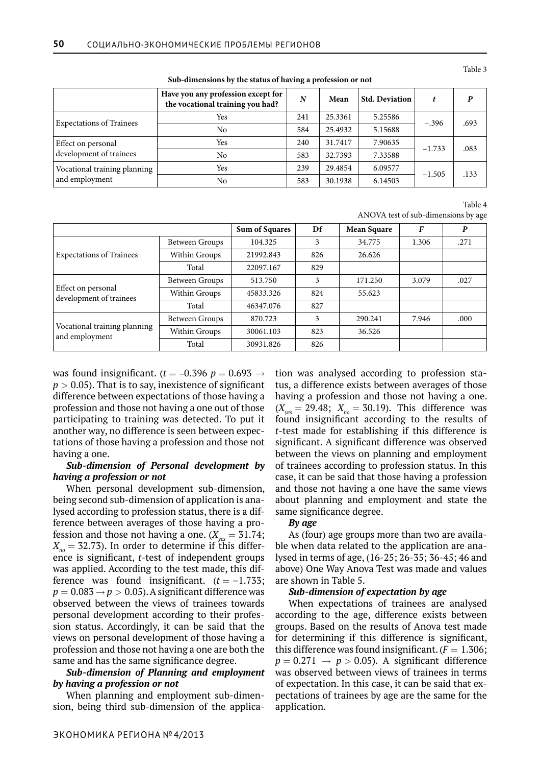Table 3

**Sub-dimensions by the status of having a profession or not**

| | Have you any profession except for the vocational training you had? | *N* | Mean | Std. Deviation | *t* | *P* |
|---|---|---|---|---|---|---|
| Expectations of Trainees | Yes | 241 | 25.3361 | 5.25586 | –.396 | .693 |
| | No | 584 | 25.4932 | 5.15688 | | |
| Effect on personal development of trainees | Yes | 240 | 31.7417 | 7.90635 | –1.733 | .083 |
| | No | 583 | 32.7393 | 7.33588 | | |
| Vocational training planning and employment | Yes | 239 | 29.4854 | 6.09577 | –1.505 | .133 |
| | No | 583 | 30.1938 | 6.14503 | | |

Table 4

ANOVA test of sub-dimensions by age

| | | Sum of Squares | Df | Mean Square | *F* | *P* |
|---|---|---|---|---|---|---|
| Expectations of Trainees | Between Groups | 104.325 | 3 | 34.775 | 1.306 | .271 |
| | Within Groups | 21992.843 | 826 | 26.626 | | |
| | Total | 22097.167 | 829 | | | |
| Effect on personal development of trainees | Between Groups | 513.750 | 3 | 171.250 | 3.079 | .027 |
| | Within Groups | 45833.326 | 824 | 55.623 | | |
| | Total | 46347.076 | 827 | | | |
| Vocational training planning and employment | Between Groups | 870.723 | 3 | 290.241 | 7.946 | .000 |
| | Within Groups | 30061.103 | 823 | 36.526 | | |
| | Total | 30931.826 | 826 | | | |

was found insignificant. ($t = -0.396$ $p = 0.693 \rightarrow p > 0.05$). That is to say, inexistence of significant difference between expectations of those having a profession and those not having a one out of those participating to training was detected. To put it another way, no difference is seen between expectations of those having a profession and those not having a one.

***Sub-dimension of Personal development by having a profession or not***

When personal development sub-dimension, being second sub-dimension of application is analysed according to profession status, there is a difference between averages of those having a profession and those not having a one. ($X_{yes} = 31.74$; $X_{no} = 32.73$). In order to determine if this difference is significant, *t*-test of independent groups was applied. According to the test made, this difference was found insignificant. ($t = -1.733$; $p = 0.083 \rightarrow p > 0.05$). A significant difference was observed between the views of trainees towards personal development according to their profession status. Accordingly, it can be said that the views on personal development of those having a profession and those not having a one are both the same and has the same significance degree.

***Sub-dimension of Planning and employment by having a profession or not***

When planning and employment sub-dimension, being third sub-dimension of the application was analysed according to profession status, a difference exists between averages of those having a profession and those not having a one. ($X_{yes} = 29.48$; $X_{no} = 30.19$). This difference was found insignificant according to the results of *t*-test made for establishing if this difference is significant. A significant difference was observed between the views on planning and employment of trainees according to profession status. In this case, it can be said that those having a profession and those not having a one have the same views about planning and employment and state the same significance degree.

***By age***

As (four) age groups more than two are available when data related to the application are analysed in terms of age, (16-25; 26-35; 36-45; 46 and above) One Way Anova Test was made and values are shown in Table 5.

***Sub-dimension of expectation by age***

When expectations of trainees are analysed according to the age, difference exists between groups. Based on the results of Anova test made for determining if this difference is significant, this difference was found insignificant. ($F = 1.306$; $p = 0.271 \rightarrow p > 0.05$). A significant difference was observed between views of trainees in terms of expectation. In this case, it can be said that expectations of trainees by age are the same for the application.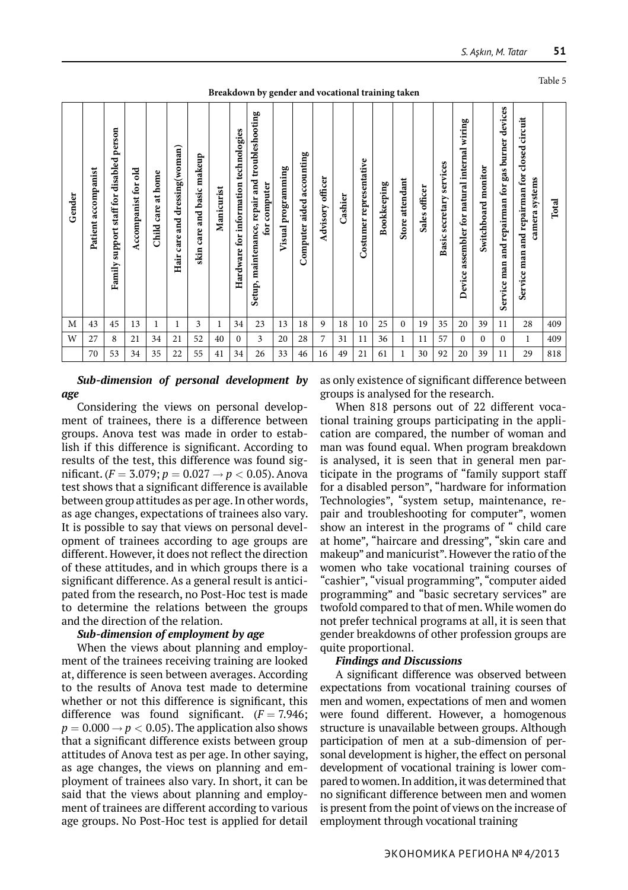Table 5

**Breakdown by gender and vocational training taken**

| Gender | Patient accompanist | Family support staff for disabled person | Accompanist for old | Child care at home | Hair care and dressing(woman) | skin care and basic makeup | Manicurist | Hardware for information technologies | Setup, maintenance, repair and troubleshooting for computer | Visual programming | Computer aided accounting | Advisory officer | Cashier | Costumer representative | Bookkeeping | Store attendant | Sales officer | Basic secretary services | Device assembler for natural internal wiring | Switchboard monitor | Service man and repairman for gas burner devices | Service man and repairman for closed circuit camera systems | Total |
|---|---|---|---|---|---|---|---|---|---|---|---|---|---|---|---|---|---|---|---|---|---|---|---|
| M | 43 | 45 | 13 | 1 | 1 | 3 | 1 | 34 | 23 | 13 | 18 | 9 | 18 | 10 | 25 | 0 | 19 | 35 | 20 | 39 | 11 | 28 | 409 |
| W | 27 | 8 | 21 | 34 | 21 | 52 | 40 | 0 | 3 | 20 | 28 | 7 | 31 | 11 | 36 | 1 | 11 | 57 | 0 | 0 | 0 | 1 | 409 |
| | 70 | 53 | 34 | 35 | 22 | 55 | 41 | 34 | 26 | 33 | 46 | 16 | 49 | 21 | 61 | 1 | 30 | 92 | 20 | 39 | 11 | 29 | 818 |

***Sub-dimension of personal development by age***

Considering the views on personal development of trainees, there is a difference between groups. Anova test was made in order to establish if this difference is significant. According to results of the test, this difference was found significant. ($F = 3.079$; $p = 0.027 \rightarrow p < 0.05$). Anova test shows that a significant difference is available between group attitudes as per age. In other words, as age changes, expectations of trainees also vary. It is possible to say that views on personal development of trainees according to age groups are different. However, it does not reflect the direction of these attitudes, and in which groups there is a significant difference. As a general result is anticipated from the research, no Post-Hoc test is made to determine the relations between the groups and the direction of the relation.

***Sub-dimension of employment by age***

When the views about planning and employment of the trainees receiving training are looked at, difference is seen between averages. According to the results of Anova test made to determine whether or not this difference is significant, this difference was found significant. ($F = 7.946$; $p = 0.000 \rightarrow p < 0.05$). The application also shows that a significant difference exists between group attitudes of Anova test as per age. In other saying, as age changes, the views on planning and employment of trainees also vary. In short, it can be said that the views about planning and employment of trainees are different according to various age groups. No Post-Hoc test is applied for detail as only existence of significant difference between groups is analysed for the research.

When 818 persons out of 22 different vocational training groups participating in the application are compared, the number of woman and man was found equal. When program breakdown is analysed, it is seen that in general men participate in the programs of "family support staff for a disabled person", "hardware for information Technologies", "system setup, maintenance, repair and troubleshooting for computer", women show an interest in the programs of " child care at home", "haircare and dressing", "skin care and makeup" and manicurist". However the ratio of the women who take vocational training courses of "cashier", "visual programming", "computer aided programming" and "basic secretary services" are twofold compared to that of men. While women do not prefer technical programs at all, it is seen that gender breakdowns of other profession groups are quite proportional.

***Findings and Discussions***

A significant difference was observed between expectations from vocational training courses of men and women, expectations of men and women were found different. However, a homogenous structure is unavailable between groups. Although participation of men at a sub-dimension of personal development is higher, the effect on personal development of vocational training is lower compared to women. In addition, it was determined that no significant difference between men and women is present from the point of views on the increase of employment through vocational training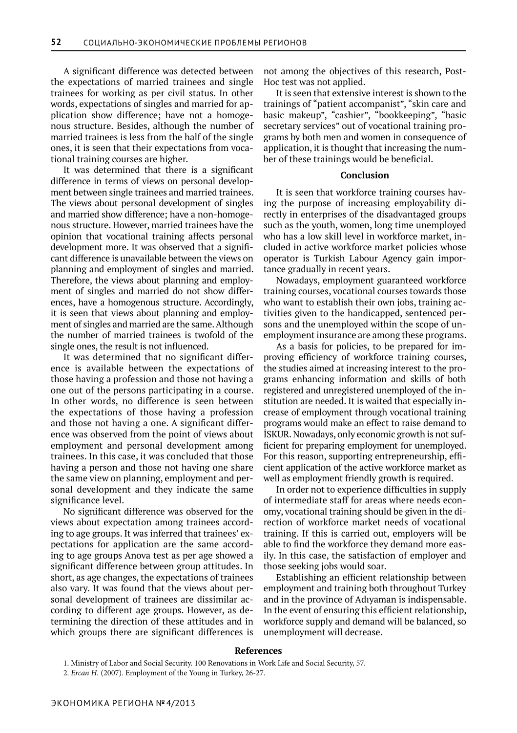A significant difference was detected between the expectations of married trainees and single trainees for working as per civil status. In other words, expectations of singles and married for application show difference; have not a homogenous structure. Besides, although the number of married trainees is less from the half of the single ones, it is seen that their expectations from vocational training courses are higher.

It was determined that there is a significant difference in terms of views on personal development between single trainees and married trainees. The views about personal development of singles and married show difference; have a non-homogenous structure. However, married trainees have the opinion that vocational training affects personal development more. It was observed that a significant difference is unavailable between the views on planning and employment of singles and married. Therefore, the views about planning and employment of singles and married do not show differences, have a homogenous structure. Accordingly, it is seen that views about planning and employment of singles and married are the same. Although the number of married trainees is twofold of the single ones, the result is not influenced.

It was determined that no significant difference is available between the expectations of those having a profession and those not having a one out of the persons participating in a course. In other words, no difference is seen between the expectations of those having a profession and those not having a one. A significant difference was observed from the point of views about employment and personal development among trainees. In this case, it was concluded that those having a person and those not having one share the same view on planning, employment and personal development and they indicate the same significance level.

No significant difference was observed for the views about expectation among trainees according to age groups. It was inferred that trainees' expectations for application are the same according to age groups Anova test as per age showed a significant difference between group attitudes. In short, as age changes, the expectations of trainees also vary. It was found that the views about personal development of trainees are dissimilar according to different age groups. However, as determining the direction of these attitudes and in which groups there are significant differences is not among the objectives of this research, Post-Hoc test was not applied.

It is seen that extensive interest is shown to the trainings of "patient accompanist", "skin care and basic makeup", "cashier", "bookkeeping", "basic secretary services" out of vocational training programs by both men and women in consequence of application, it is thought that increasing the number of these trainings would be beneficial.

## Conclusion

It is seen that workforce training courses having the purpose of increasing employability directly in enterprises of the disadvantaged groups such as the youth, women, long time unemployed who has a low skill level in workforce market, included in active workforce market policies whose operator is Turkish Labour Agency gain importance gradually in recent years.

Nowadays, employment guaranteed workforce training courses, vocational courses towards those who want to establish their own jobs, training activities given to the handicapped, sentenced persons and the unemployed within the scope of unemployment insurance are among these programs.

As a basis for policies, to be prepared for improving efficiency of workforce training courses, the studies aimed at increasing interest to the programs enhancing information and skills of both registered and unregistered unemployed of the institution are needed. It is waited that especially increase of employment through vocational training programs would make an effect to raise demand to İSKUR. Nowadays, only economic growth is not sufficient for preparing employment for unemployed. For this reason, supporting entrepreneurship, efficient application of the active workforce market as well as employment friendly growth is required.

In order not to experience difficulties in supply of intermediate staff for areas where needs economy, vocational training should be given in the direction of workforce market needs of vocational training. If this is carried out, employers will be able to find the workforce they demand more easily. In this case, the satisfaction of employer and those seeking jobs would soar.

Establishing an efficient relationship between employment and training both throughout Turkey and in the province of Adıyaman is indispensable. In the event of ensuring this efficient relationship, workforce supply and demand will be balanced, so unemployment will decrease.

## References

1. Ministry of Labor and Social Security. 100 Renovations in Work Life and Social Security, 57.
2. *Ercan H.* (2007). Employment of the Young in Turkey, 26-27.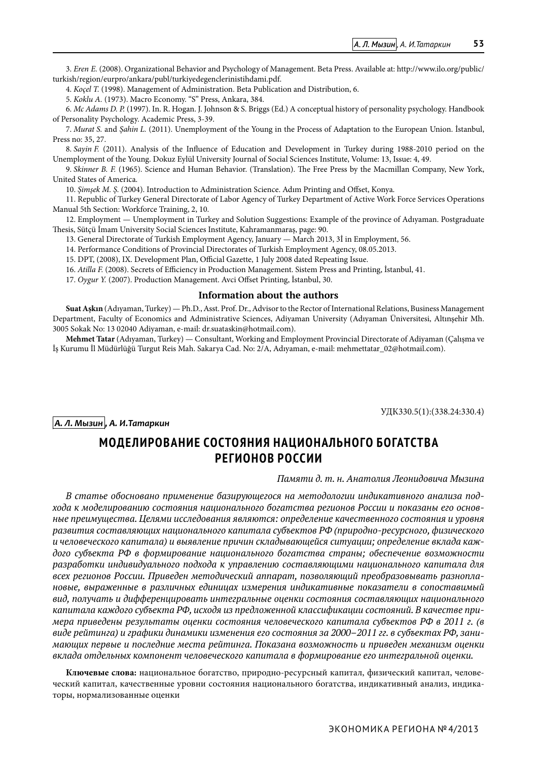3. *Eren E.* (2008). Organizational Behavior and Psychology of Management. Beta Press. Available at: http://www.ilo.org/public/turkish/region/eurpro/ankara/publ/turkiyedegenclerinistihdami.pdf.

4. *Koçel T.* (1998). Management of Administration. Beta Publication and Distribution, 6.

5. *Koklu A.* (1973). Macro Economy. "S" Press, Ankara, 384.

6. *Mc Adams D. P.* (1997). In. R. Hogan. J. Johnson & S. Briggs (Ed.) A conceptual history of personality psychology. Handbook of Personality Psychology. Academic Press, 3-39.

7. *Murat S.* and *Şahin L.* (2011). Unemployment of the Young in the Process of Adaptation to the European Union. İstanbul, Press no: 35, 27.

8. *Sayin F.* (2011). Analysis of the Influence of Education and Development in Turkey during 1988-2010 period on the Unemployment of the Young. Dokuz Eylül University Journal of Social Sciences Institute, Volume: 13, Issue: 4, 49.

9. *Skinner B. F.* (1965). Science and Human Behavior. (Translation). The Free Press by the Macmillan Company, New York, United States of America.

10. *Şimşek M. Ş.* (2004). Introduction to Administration Science. Adım Printing and Offset, Konya.

11. Republic of Turkey General Directorate of Labor Agency of Turkey Department of Active Work Force Services Operations Manual 5th Section: Workforce Training, 2, 10.

12. Employment — Unemployment in Turkey and Solution Suggestions: Example of the province of Adıyaman. Postgraduate Thesis, Sütçü İmam University Social Sciences Institute, Kahramanmaraş, page: 90.

13. General Directorate of Turkish Employment Agency, January — March 2013, 3İ in Employment, 56.

14. Performance Conditions of Provincial Directorates of Turkish Employment Agency, 08.05.2013.

15. DPT, (2008), IX. Development Plan, Official Gazette, 1 July 2008 dated Repeating Issue.

16. *Atilla F.* (2008). Secrets of Efficiency in Production Management. Sistem Press and Printing, İstanbul, 41.

17. *Oygur Y.* (2007). Production Management. Avci Offset Printing, İstanbul, 30.

### Information about the authors

**Suat Aşkın** (Adıyaman, Turkey) — Ph.D., Asst. Prof. Dr., Advisor to the Rector of International Relations, Business Management Department, Faculty of Economics and Administrative Sciences, Adiyaman University (Adıyaman Üniversitesi, Altınşehir Mh. 3005 Sokak No: 13 02040 Adiyaman, e-mail: dr.suataskin@hotmail.com).

**Mehmet Tatar** (Adıyaman, Turkey) — Consultant, Working and Employment Provincial Directorate of Adiyaman (Çalışma ve İş Kurumu İl Müdürlüğü Turgut Reis Mah. Sakarya Cad. No: 2/A, Adıyaman, e-mail: mehmettatar_02@hotmail.com).

УДК330.5(1):(338.24:330.4)

***А. Л. Мызин**, А. И.Татаркин*

# МОДЕЛИРОВАНИЕ СОСТОЯНИЯ НАЦИОНАЛЬНОГО БОГАТСТВА РЕГИОНОВ РОССИИ

*Памяти д. т. н. Анатолия Леонидовича Мызина*

*В статье обосновано применение базирующегося на методологии индикативного анализа подхода к моделированию состояния национального богатства регионов России и показаны его основные преимущества. Целями исследования являются: определение качественного состояния и уровня развития составляющих национального капитала субъектов РФ (природно-ресурсного, физического и человеческого капитала) и выявление причин складывающейся ситуации; определение вклада каждого субъекта РФ в формирование национального богатства страны; обеспечение возможности разработки индивидуального подхода к управлению составляющими национального капитала для всех регионов России. Приведен методический аппарат, позволяющий преобразовывать разноплановые, выраженные в различных единицах измерения индикативные показатели в сопоставимый вид, получать и дифференцировать интегральные оценки состояния составляющих национального капитала каждого субъекта РФ, исходя из предложенной классификации состояний. В качестве примера приведены результаты оценки состояния человеческого капитала субъектов РФ в 2011 г. (в виде рейтинга) и графики динамики изменения его состояния за 2000–2011 гг. в субъектах РФ, занимающих первые и последние места рейтинга. Показана возможность и приведен механизм оценки вклада отдельных компонент человеческого капитала в формирование его интегральной оценки.*

**Ключевые слова:** национальное богатство, природно-ресурсный капитал, физический капитал, человеческий капитал, качественные уровни состояния национального богатства, индикативный анализ, индикаторы, нормализованные оценки